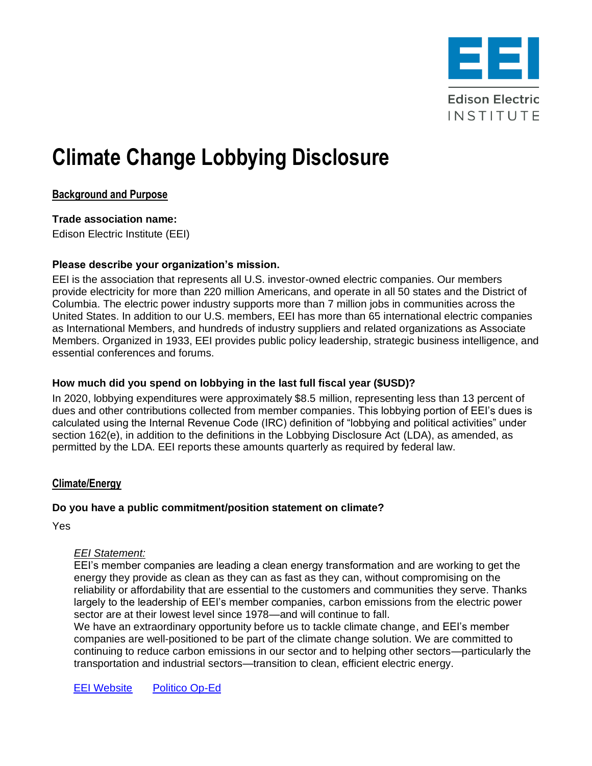# Climate Change Lobbying Disclosure

## Background and Purpose

**Trade association name:**

Edison Electric Institute (EEI)

**Please describe your organization's mission.**

EEI is the association that represents all U.S. investor-owned electric companies. Our members provide electricity for more than 220 million Americans, and operate in all 50 states and the District of Columbia. The electric power industry supports more than 7 million jobs in communities across the United States. In addition to our U.S. members, EEI has more than 65 international electric companies as International Members, and hundreds of industry suppliers and related organizations as Associate Members. Organized in 1933, EEI provides public policy leadership, strategic business intelligence, and essential conferences and forums.

**How much did you spend on lobbying in the last full fiscal year ($USD)?**

In 2020, lobbying expenditures were approximately $8.5 million, representing less than 13 percent of dues and other contributions collected from member companies. This lobbying portion of EEI's dues is calculated using the Internal Revenue Code (IRC) definition of "lobbying and political activities" under section 162(e), in addition to the definitions in the Lobbying Disclosure Act (LDA), as amended, as permitted by the LDA. EEI reports these amounts quarterly as required by federal law.

## Climate/Energy

**Do you have a public commitment/position statement on climate?**

Yes

*EEI Statement:*

EEI's member companies are leading a clean energy transformation and are working to get the energy they provide as clean as they can as fast as they can, without compromising on the reliability or affordability that are essential to the customers and communities they serve. Thanks largely to the leadership of EEI's member companies, carbon emissions from the electric power sector are at their lowest level since 1978—and will continue to fall.

We have an extraordinary opportunity before us to tackle climate change, and EEI's member companies are well-positioned to be part of the climate change solution. We are committed to continuing to reduce carbon emissions in our sector and to helping other sectors—particularly the transportation and industrial sectors—transition to clean, efficient electric energy.

EEI Website    Politico Op-Ed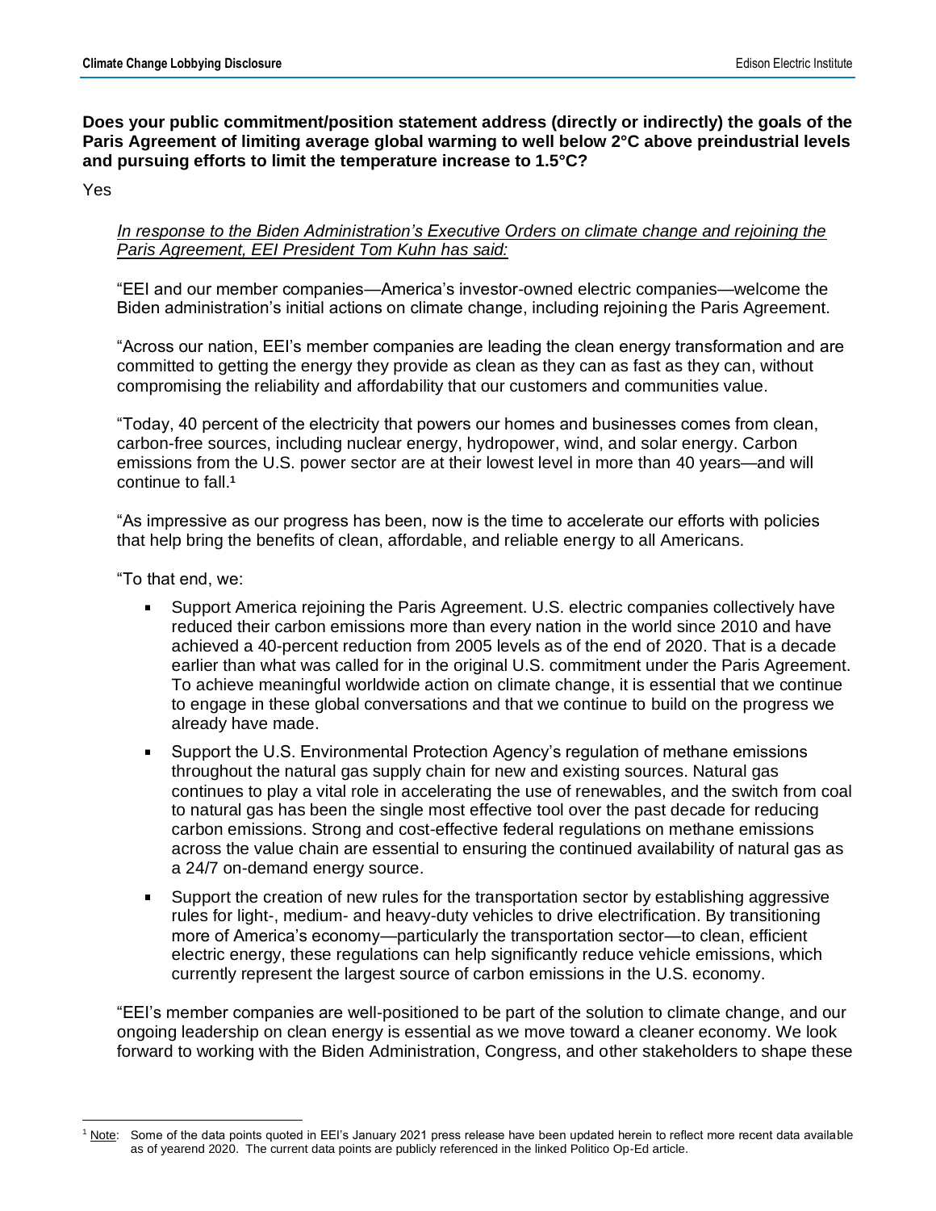**Does your public commitment/position statement address (directly or indirectly) the goals of the Paris Agreement of limiting average global warming to well below 2°C above preindustrial levels and pursuing efforts to limit the temperature increase to 1.5°C?**

Yes

> _In response to the Biden Administration's Executive Orders on climate change and rejoining the Paris Agreement, EEI President Tom Kuhn has said:_
>
> "EEI and our member companies—America's investor-owned electric companies—welcome the Biden administration's initial actions on climate change, including rejoining the Paris Agreement.
>
> "Across our nation, EEI's member companies are leading the clean energy transformation and are committed to getting the energy they provide as clean as they can as fast as they can, without compromising the reliability and affordability that our customers and communities value.
>
> "Today, 40 percent of the electricity that powers our homes and businesses comes from clean, carbon-free sources, including nuclear energy, hydropower, wind, and solar energy. Carbon emissions from the U.S. power sector are at their lowest level in more than 40 years—and will continue to fall.[1]
>
> "As impressive as our progress has been, now is the time to accelerate our efforts with policies that help bring the benefits of clean, affordable, and reliable energy to all Americans.
>
> "To that end, we:
>
> - Support America rejoining the Paris Agreement. U.S. electric companies collectively have reduced their carbon emissions more than every nation in the world since 2010 and have achieved a 40-percent reduction from 2005 levels as of the end of 2020. That is a decade earlier than what was called for in the original U.S. commitment under the Paris Agreement. To achieve meaningful worldwide action on climate change, it is essential that we continue to engage in these global conversations and that we continue to build on the progress we already have made.
> - Support the U.S. Environmental Protection Agency's regulation of methane emissions throughout the natural gas supply chain for new and existing sources. Natural gas continues to play a vital role in accelerating the use of renewables, and the switch from coal to natural gas has been the single most effective tool over the past decade for reducing carbon emissions. Strong and cost-effective federal regulations on methane emissions across the value chain are essential to ensuring the continued availability of natural gas as a 24/7 on-demand energy source.
> - Support the creation of new rules for the transportation sector by establishing aggressive rules for light-, medium- and heavy-duty vehicles to drive electrification. By transitioning more of America's economy—particularly the transportation sector—to clean, efficient electric energy, these regulations can help significantly reduce vehicle emissions, which currently represent the largest source of carbon emissions in the U.S. economy.
>
> "EEI's member companies are well-positioned to be part of the solution to climate change, and our ongoing leadership on clean energy is essential as we move toward a cleaner economy. We look forward to working with the Biden Administration, Congress, and other stakeholders to shape these

[1] Note: Some of the data points quoted in EEI's January 2021 press release have been updated herein to reflect more recent data available as of yearend 2020. The current data points are publicly referenced in the linked Politico Op-Ed article.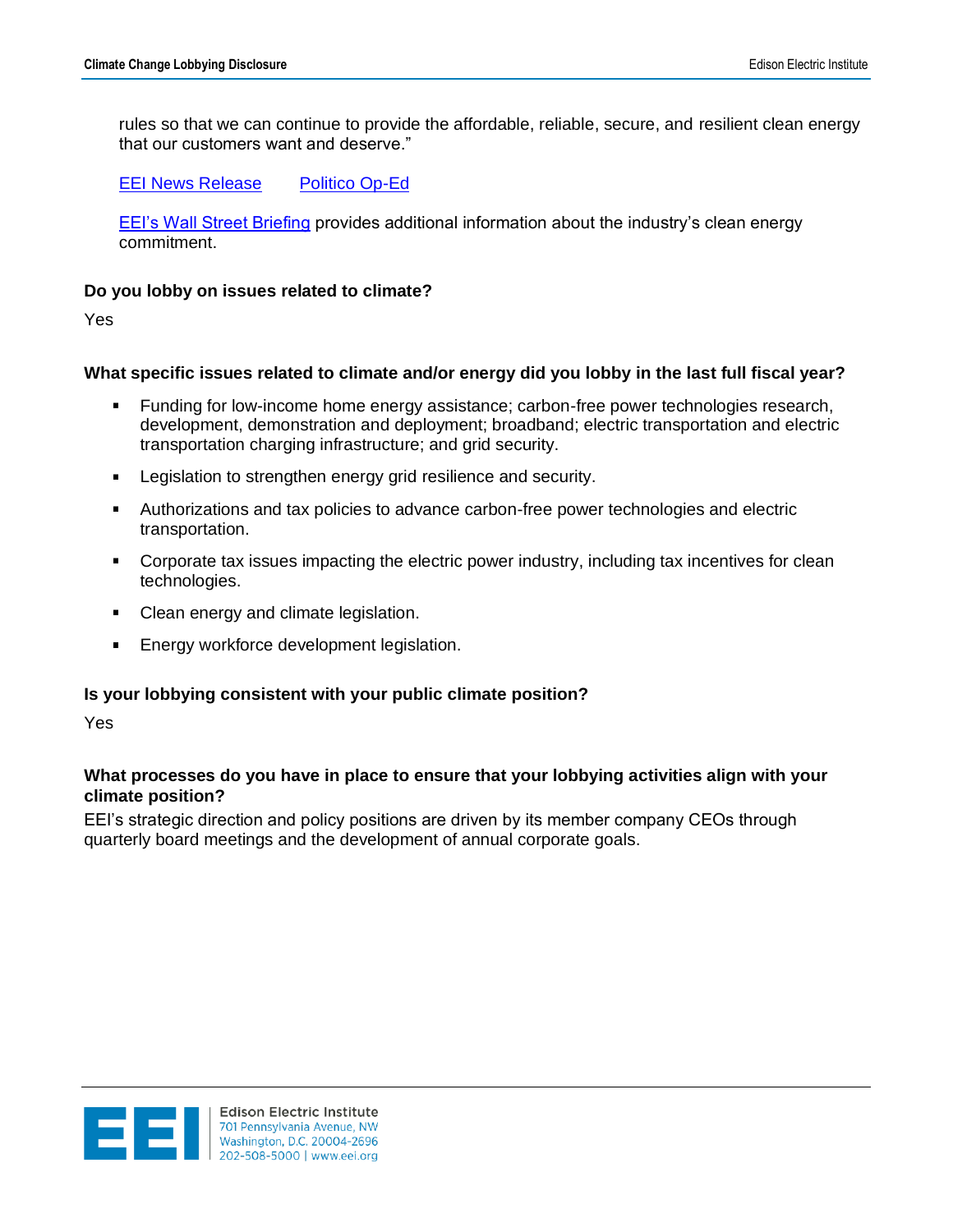rules so that we can continue to provide the affordable, reliable, secure, and resilient clean energy that our customers want and deserve."

EEI News Release     Politico Op-Ed

EEI's Wall Street Briefing provides additional information about the industry's clean energy commitment.

**Do you lobby on issues related to climate?**

Yes

**What specific issues related to climate and/or energy did you lobby in the last full fiscal year?**

- Funding for low-income home energy assistance; carbon-free power technologies research, development, demonstration and deployment; broadband; electric transportation and electric transportation charging infrastructure; and grid security.
- Legislation to strengthen energy grid resilience and security.
- Authorizations and tax policies to advance carbon-free power technologies and electric transportation.
- Corporate tax issues impacting the electric power industry, including tax incentives for clean technologies.
- Clean energy and climate legislation.
- Energy workforce development legislation.

**Is your lobbying consistent with your public climate position?**

Yes

**What processes do you have in place to ensure that your lobbying activities align with your climate position?**

EEI's strategic direction and policy positions are driven by its member company CEOs through quarterly board meetings and the development of annual corporate goals.